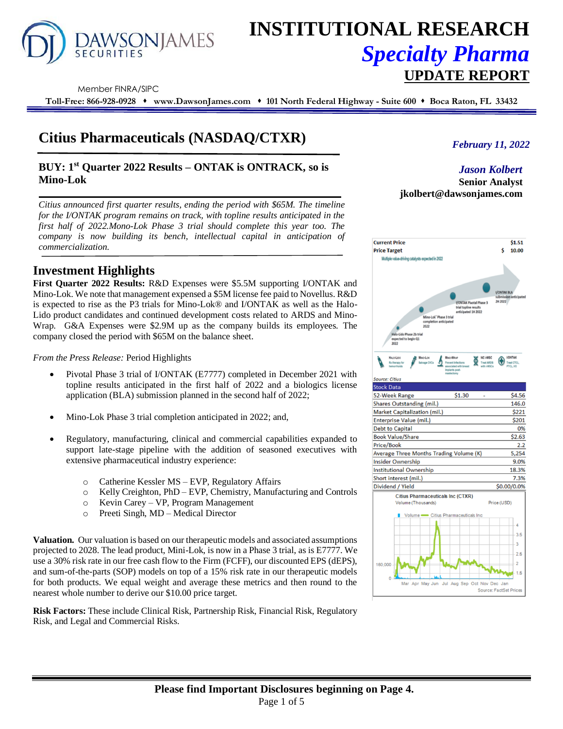# INSTITUTIONAL RESEARCH
## *Specialty Pharma*
## UPDATE REPORT

Member FINRA/SIPC

**Toll-Free: 866-928-0928 ♦ www.DawsonJames.com ♦ 101 North Federal Highway - Suite 600 ♦ Boca Raton, FL 33432**

# Citius Pharmaceuticals (NASDAQ/CTXR)

*February 11, 2022*

*Jason Kolbert*
**Senior Analyst**
**jkolbert@dawsonjames.com**

## BUY: 1st Quarter 2022 Results – ONTAK is ONTRACK, so is Mino-Lok

*Citius announced first quarter results, ending the period with $65M. The timeline for the I/ONTAK program remains on track, with topline results anticipated in the first half of 2022.Mono-Lok Phase 3 trial should complete this year too. The company is now building its bench, intellectual capital in anticipation of commercialization.*

## Investment Highlights

**First Quarter 2022 Results:** R&D Expenses were $5.5M supporting I/ONTAK and Mino-Lok. We note that management expensed a $5M license fee paid to Novellus. R&D is expected to rise as the P3 trials for Mino-Lok® and I/ONTAK as well as the Halo-Lido product candidates and continued development costs related to ARDS and Mino-Wrap. G&A Expenses were $2.9M up as the company builds its employees. The company closed the period with $65M on the balance sheet.

*From the Press Release:* Period Highlights

- Pivotal Phase 3 trial of I/ONTAK (E7777) completed in December 2021 with topline results anticipated in the first half of 2022 and a biologics license application (BLA) submission planned in the second half of 2022;
- Mino-Lok Phase 3 trial completion anticipated in 2022; and,
- Regulatory, manufacturing, clinical and commercial capabilities expanded to support late-stage pipeline with the addition of seasoned executives with extensive pharmaceutical industry experience:
  - Catherine Kessler MS – EVP, Regulatory Affairs
  - Kelly Creighton, PhD – EVP, Chemistry, Manufacturing and Controls
  - Kevin Carey – VP, Program Management
  - Preeti Singh, MD – Medical Director

**Valuation.** Our valuation is based on our therapeutic models and associated assumptions projected to 2028. The lead product, Mini-Lok, is now in a Phase 3 trial, as is E7777. We use a 30% risk rate in our free cash flow to the Firm (FCFF), our discounted EPS (dEPS), and sum-of-the-parts (SOP) models on top of a 15% risk rate in our therapeutic models for both products. We equal weight and average these metrics and then round to the nearest whole number to derive our $10.00 price target.

**Risk Factors:** These include Clinical Risk, Partnership Risk, Financial Risk, Regulatory Risk, and Legal and Commercial Risks.

| | |
|---|---|
| **Current Price** | $1.51 |
| **Price Target** | $ 10.00 |

Multiple value-driving catalysts expected in 2022

- Halo-Lido Phase 2b trial expected to begin Q1 2022
- Mino-Lok® Phase 3 trial completion anticipated 2022
- I/ONTAK Pivotal Phase 3 trial topline results anticipated 1H 2022
- I/ONTAK BLA submission anticipated 2H 2022

Halo-Lido: Rx therapy for hemorrhoids; Mino-Lok: Salvage CVCs; Mino-Wrap: Prevent infections associated with breast implants post-mastectomy; NC i-MSC: Treat ARDS with i-MSCs; I/ONTAK: Treat CTCL, PTCL, I/O

Source: Citius

| Stock Data | | | |
|---|---|---|---|
| 52-Week Range | $1.30 | - | $4.56 |
| Shares Outstanding (mil.) | | | 146.0 |
| Market Capitalization (mil.) | | | $221 |
| Enterprise Value (mil.) | | | $201 |
| Debt to Capital | | | 0% |
| Book Value/Share | | | $2.63 |
| Price/Book | | | 2.2 |
| Average Three Months Trading Volume (K) | | | 5,254 |
| Insider Ownership | | | 9.0% |
| Institutional Ownership | | | 18.3% |
| Short interest (mil.) | | | 7.3% |
| Dividend / Yield | | | $0.00/0.0% |

Citius Pharmaceuticals Inc (CTXR)
Volume (Thousands) — Price (USD)

Source: FactSet Prices

**Please find Important Disclosures beginning on Page 4.**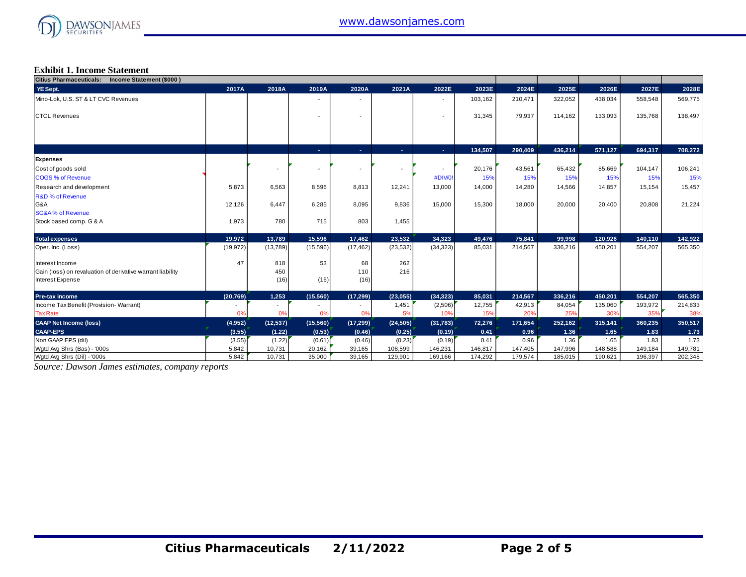**Exhibit 1. Income Statement**

| Citius Pharmaceuticals: Income Statement ($000 ) | | | | | | | | | | | | |
|---|---|---|---|---|---|---|---|---|---|---|---|---|
| **YE Sept.** | **2017A** | **2018A** | **2019A** | **2020A** | **2021A** | **2022E** | **2023E** | **2024E** | **2025E** | **2026E** | **2027E** | **2028E** |
| Mino-Lok, U.S. ST & LT CVC Revenues | | | - | - | | - | 103,162 | 210,471 | 322,052 | 438,034 | 558,548 | 569,775 |
| CTCL Revenues | | | - | - | | - | 31,345 | 79,937 | 114,162 | 133,093 | 135,768 | 138,497 |
| | | | - | - | - | - | 134,507 | 290,409 | 436,214 | 571,127 | 694,317 | 708,272 |
| **Expenses** | | | | | | | | | | | | |
| Cost of goods sold | | - | - | - | - | - | 20,176 | 43,561 | 65,432 | 85,669 | 104,147 | 106,241 |
| COGS % of Revenue | | | | | | #DIV/0! | 15% | 15% | 15% | 15% | 15% | 15% |
| Research and development | 5,873 | 6,563 | 8,596 | 8,813 | 12,241 | 13,000 | 14,000 | 14,280 | 14,566 | 14,857 | 15,154 | 15,457 |
| R&D % of Revenue | | | | | | | | | | | | |
| G&A | 12,126 | 6,447 | 6,285 | 8,095 | 9,836 | 15,000 | 15,300 | 18,000 | 20,000 | 20,400 | 20,808 | 21,224 |
| SG&A % of Revenue | | | | | | | | | | | | |
| Stock based comp. G & A | 1,973 | 780 | 715 | 803 | 1,455 | | | | | | | |
| **Total expenses** | 19,972 | 13,789 | 15,596 | 17,462 | 23,532 | 34,323 | 49,476 | 75,841 | 99,998 | 120,926 | 140,110 | 142,922 |
| Oper. Inc. (Loss) | (19,972) | (13,789) | (15,596) | (17,462) | (23,532) | (34,323) | 85,031 | 214,567 | 336,216 | 450,201 | 554,207 | 565,350 |
| Interest Income | 47 | 818 | 53 | 68 | 262 | | | | | | | |
| Gain (loss) on revaluation of derivative warrant liability | | 450 | | 110 | 216 | | | | | | | |
| Interest Expense | | (16) | (16) | (16) | | | | | | | | |
| **Pre-tax income** | (20,769) | 1,253 | (15,560) | (17,299) | (23,055) | (34,323) | 85,031 | 214,567 | 336,216 | 450,201 | 554,207 | 565,350 |
| Income Tax Benefit (Provision- Warrant) | - | - | - | - | 1,451 | (2,506) | 12,755 | 42,913 | 84,054 | 135,060 | 193,972 | 214,833 |
| Tax Rate | 0% | 0% | 0% | 0% | 5% | 10% | 15% | 20% | 25% | 30% | 35% | 38% |
| **GAAP Net Income (loss)** | (4,952) | (12,537) | (15,560) | (17,299) | (24,505) | (31,783) | 72,276 | 171,654 | 252,162 | 315,141 | 360,235 | 350,517 |
| **GAAP-EPS** | (3.55) | (1.22) | (0.53) | (0.46) | (0.25) | (0.19) | 0.41 | 0.96 | 1.36 | 1.65 | 1.83 | 1.73 |
| Non GAAP EPS (dil) | (3.55) | (1.22) | (0.61) | (0.46) | (0.23) | (0.19) | 0.41 | 0.96 | 1.36 | 1.65 | 1.83 | 1.73 |
| Wgtd Avg Shrs (Bas) - '000s | 5,842 | 10,731 | 20,162 | 39,165 | 108,599 | 146,231 | 146,817 | 147,405 | 147,996 | 148,588 | 149,184 | 149,781 |
| Wgtd Avg Shrs (Dil) - '000s | 5,842 | 10,731 | 35,000 | 39,165 | 129,901 | 169,166 | 174,292 | 179,574 | 185,015 | 190,621 | 196,397 | 202,348 |

*Source: Dawson James estimates, company reports*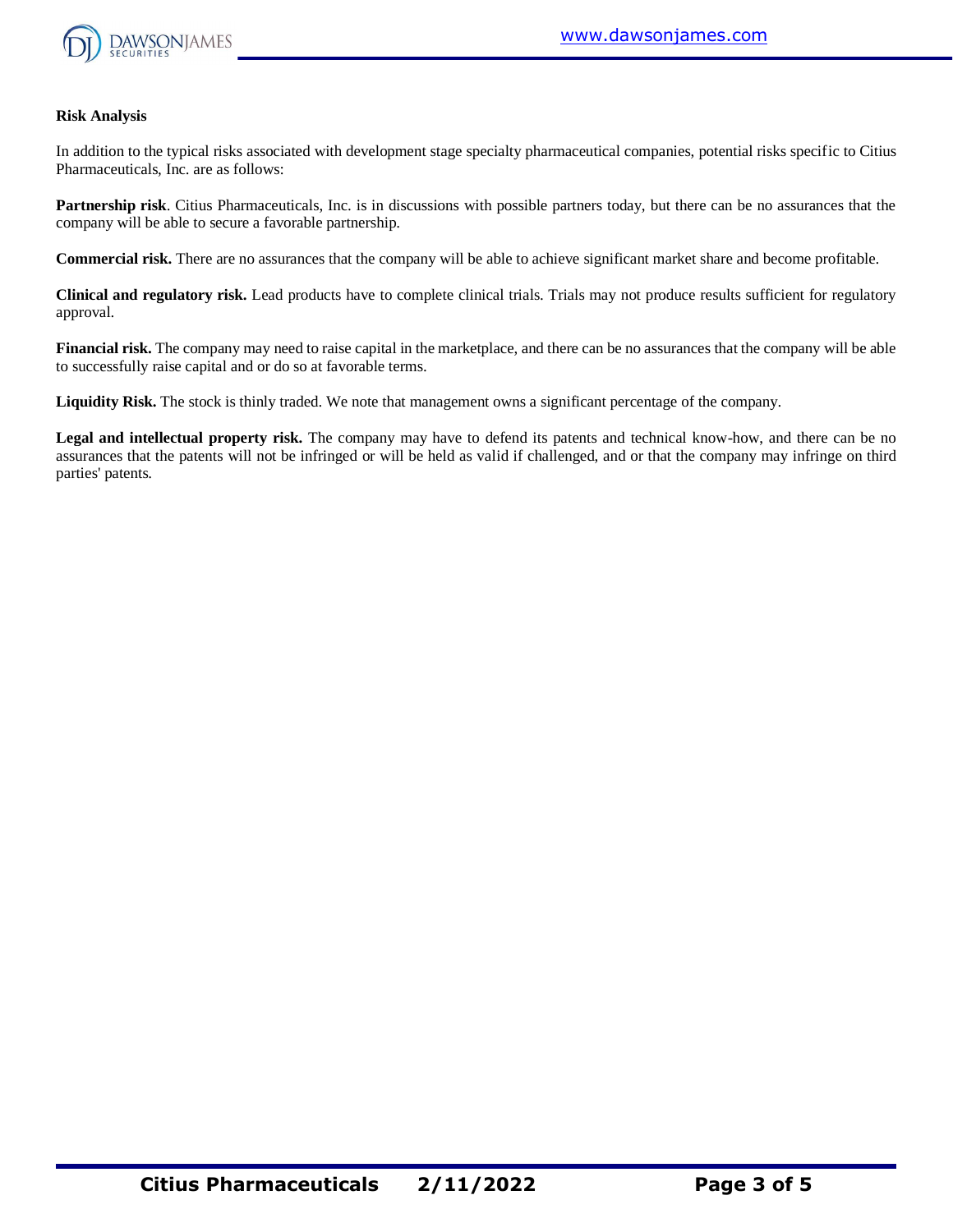**Risk Analysis**

In addition to the typical risks associated with development stage specialty pharmaceutical companies, potential risks specific to Citius Pharmaceuticals, Inc. are as follows:

**Partnership risk**. Citius Pharmaceuticals, Inc. is in discussions with possible partners today, but there can be no assurances that the company will be able to secure a favorable partnership.

**Commercial risk.** There are no assurances that the company will be able to achieve significant market share and become profitable.

**Clinical and regulatory risk.** Lead products have to complete clinical trials. Trials may not produce results sufficient for regulatory approval.

**Financial risk.** The company may need to raise capital in the marketplace, and there can be no assurances that the company will be able to successfully raise capital and or do so at favorable terms.

**Liquidity Risk.** The stock is thinly traded. We note that management owns a significant percentage of the company.

**Legal and intellectual property risk.** The company may have to defend its patents and technical know-how, and there can be no assurances that the patents will not be infringed or will be held as valid if challenged, and or that the company may infringe on third parties' patents.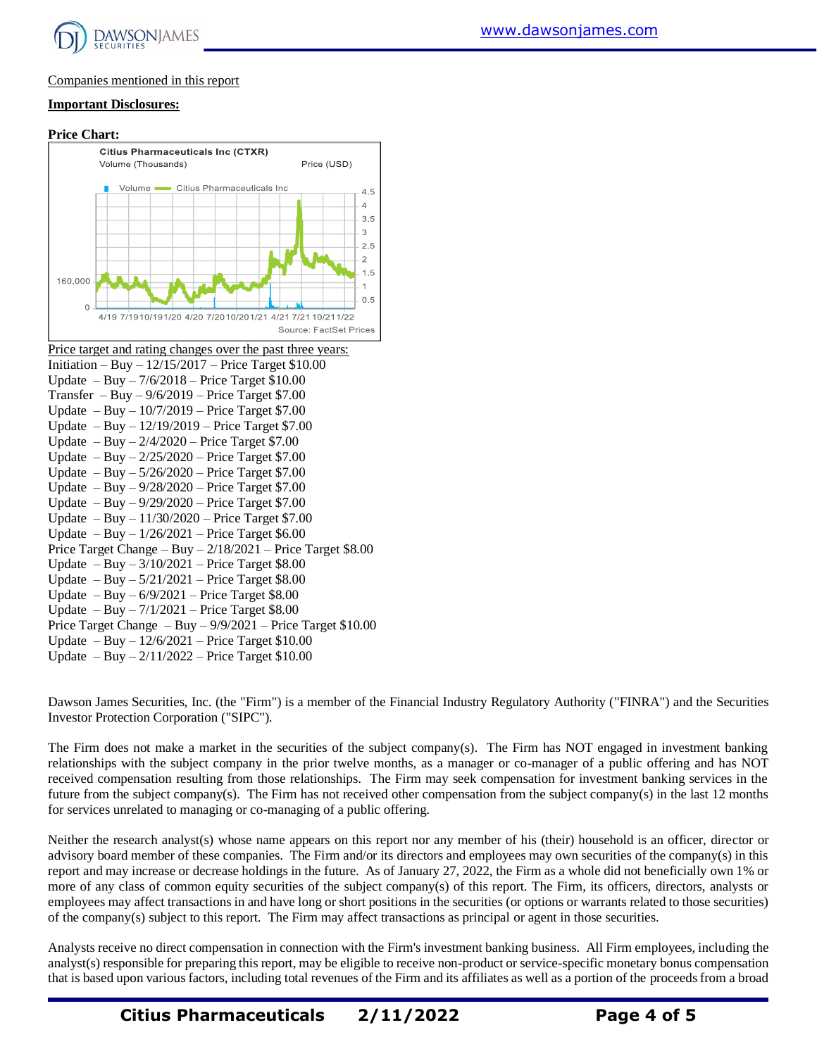Companies mentioned in this report

**Important Disclosures:**

**Price Chart:**

Citius Pharmaceuticals Inc (CTXR)
Volume (Thousands) Price (USD)

Source: FactSet Prices

Price target and rating changes over the past three years:

Initiation – Buy – 12/15/2017 – Price Target $10.00
Update – Buy – 7/6/2018 – Price Target $10.00
Transfer – Buy – 9/6/2019 – Price Target $7.00
Update – Buy – 10/7/2019 – Price Target $7.00
Update – Buy – 12/19/2019 – Price Target $7.00
Update – Buy – 2/4/2020 – Price Target $7.00
Update – Buy – 2/25/2020 – Price Target $7.00
Update – Buy – 5/26/2020 – Price Target $7.00
Update – Buy – 9/28/2020 – Price Target $7.00
Update – Buy – 9/29/2020 – Price Target $7.00
Update – Buy – 11/30/2020 – Price Target $7.00
Update – Buy – 1/26/2021 – Price Target $6.00
Price Target Change – Buy – 2/18/2021 – Price Target $8.00
Update – Buy – 3/10/2021 – Price Target $8.00
Update – Buy – 5/21/2021 – Price Target $8.00
Update – Buy – 6/9/2021 – Price Target $8.00
Update – Buy – 7/1/2021 – Price Target $8.00
Price Target Change – Buy – 9/9/2021 – Price Target $10.00
Update – Buy – 12/6/2021 – Price Target $10.00
Update – Buy – 2/11/2022 – Price Target $10.00

Dawson James Securities, Inc. (the "Firm") is a member of the Financial Industry Regulatory Authority ("FINRA") and the Securities Investor Protection Corporation ("SIPC").

The Firm does not make a market in the securities of the subject company(s). The Firm has NOT engaged in investment banking relationships with the subject company in the prior twelve months, as a manager or co-manager of a public offering and has NOT received compensation resulting from those relationships. The Firm may seek compensation for investment banking services in the future from the subject company(s). The Firm has not received other compensation from the subject company(s) in the last 12 months for services unrelated to managing or co-managing of a public offering.

Neither the research analyst(s) whose name appears on this report nor any member of his (their) household is an officer, director or advisory board member of these companies. The Firm and/or its directors and employees may own securities of the company(s) in this report and may increase or decrease holdings in the future. As of January 27, 2022, the Firm as a whole did not beneficially own 1% or more of any class of common equity securities of the subject company(s) of this report. The Firm, its officers, directors, analysts or employees may affect transactions in and have long or short positions in the securities (or options or warrants related to those securities) of the company(s) subject to this report. The Firm may affect transactions as principal or agent in those securities.

Analysts receive no direct compensation in connection with the Firm's investment banking business. All Firm employees, including the analyst(s) responsible for preparing this report, may be eligible to receive non-product or service-specific monetary bonus compensation that is based upon various factors, including total revenues of the Firm and its affiliates as well as a portion of the proceeds from a broad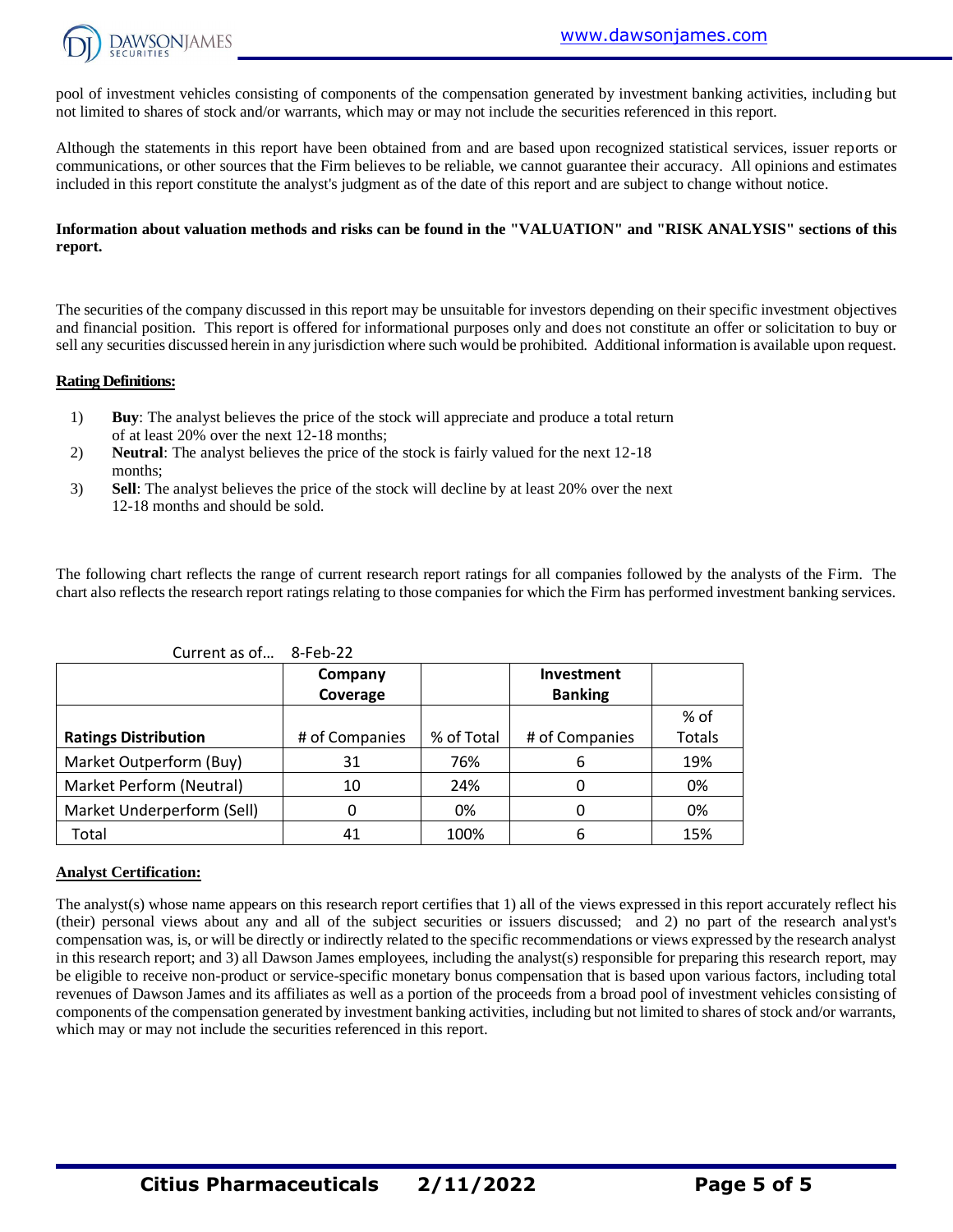pool of investment vehicles consisting of components of the compensation generated by investment banking activities, including but not limited to shares of stock and/or warrants, which may or may not include the securities referenced in this report.

Although the statements in this report have been obtained from and are based upon recognized statistical services, issuer reports or communications, or other sources that the Firm believes to be reliable, we cannot guarantee their accuracy. All opinions and estimates included in this report constitute the analyst's judgment as of the date of this report and are subject to change without notice.

**Information about valuation methods and risks can be found in the "VALUATION" and "RISK ANALYSIS" sections of this report.**

The securities of the company discussed in this report may be unsuitable for investors depending on their specific investment objectives and financial position. This report is offered for informational purposes only and does not constitute an offer or solicitation to buy or sell any securities discussed herein in any jurisdiction where such would be prohibited. Additional information is available upon request.

**Rating Definitions:**

1) **Buy**: The analyst believes the price of the stock will appreciate and produce a total return of at least 20% over the next 12-18 months;
2) **Neutral**: The analyst believes the price of the stock is fairly valued for the next 12-18 months;
3) **Sell**: The analyst believes the price of the stock will decline by at least 20% over the next 12-18 months and should be sold.

The following chart reflects the range of current research report ratings for all companies followed by the analysts of the Firm. The chart also reflects the research report ratings relating to those companies for which the Firm has performed investment banking services.

Current as of... 8-Feb-22

| | Company Coverage | | Investment Banking | |
|---|---|---|---|---|
| **Ratings Distribution** | # of Companies | % of Total | # of Companies | % of Totals |
| Market Outperform (Buy) | 31 | 76% | 6 | 19% |
| Market Perform (Neutral) | 10 | 24% | 0 | 0% |
| Market Underperform (Sell) | 0 | 0% | 0 | 0% |
| Total | 41 | 100% | 6 | 15% |

**Analyst Certification:**

The analyst(s) whose name appears on this research report certifies that 1) all of the views expressed in this report accurately reflect his (their) personal views about any and all of the subject securities or issuers discussed; and 2) no part of the research analyst's compensation was, is, or will be directly or indirectly related to the specific recommendations or views expressed by the research analyst in this research report; and 3) all Dawson James employees, including the analyst(s) responsible for preparing this research report, may be eligible to receive non-product or service-specific monetary bonus compensation that is based upon various factors, including total revenues of Dawson James and its affiliates as well as a portion of the proceeds from a broad pool of investment vehicles consisting of components of the compensation generated by investment banking activities, including but not limited to shares of stock and/or warrants, which may or may not include the securities referenced in this report.